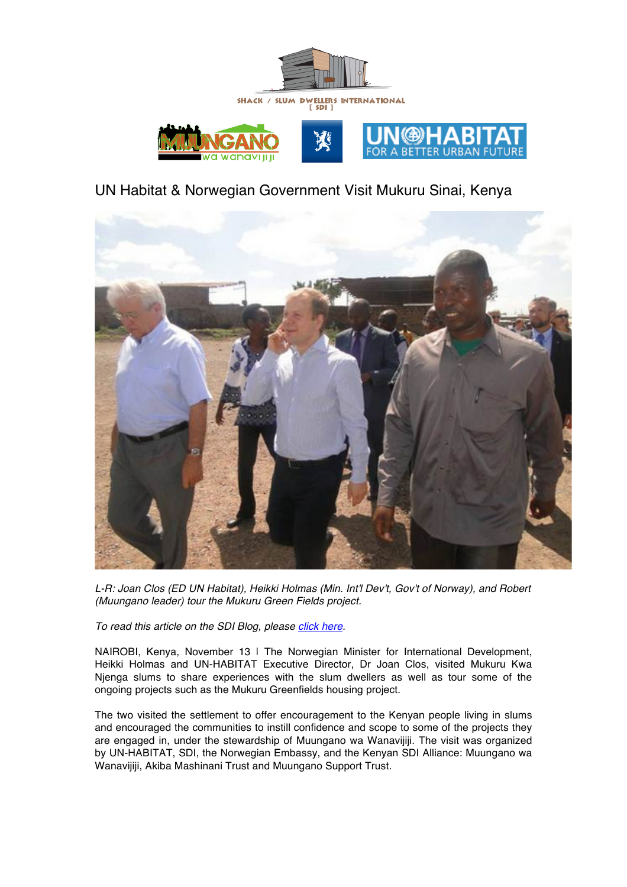SHACK / SLUM DWELLERS INTERNATIONAL [ SDI ]

MUUNGANO wa wanavijiji

UN HABITAT FOR A BETTER URBAN FUTURE

# UN Habitat & Norwegian Government Visit Mukuru Sinai, Kenya

*L-R: Joan Clos (ED UN Habitat), Heikki Holmas (Min. Int'l Dev't, Gov't of Norway), and Robert (Muungano leader) tour the Mukuru Green Fields project.*

*To read this article on the SDI Blog, please click here.*

NAIROBI, Kenya, November 13 I The Norwegian Minister for International Development, Heikki Holmas and UN-HABITAT Executive Director, Dr Joan Clos, visited Mukuru Kwa Njenga slums to share experiences with the slum dwellers as well as tour some of the ongoing projects such as the Mukuru Greenfields housing project.

The two visited the settlement to offer encouragement to the Kenyan people living in slums and encouraged the communities to instill confidence and scope to some of the projects they are engaged in, under the stewardship of Muungano wa Wanavijiji. The visit was organized by UN-HABITAT, SDI, the Norwegian Embassy, and the Kenyan SDI Alliance: Muungano wa Wanavijiji, Akiba Mashinani Trust and Muungano Support Trust.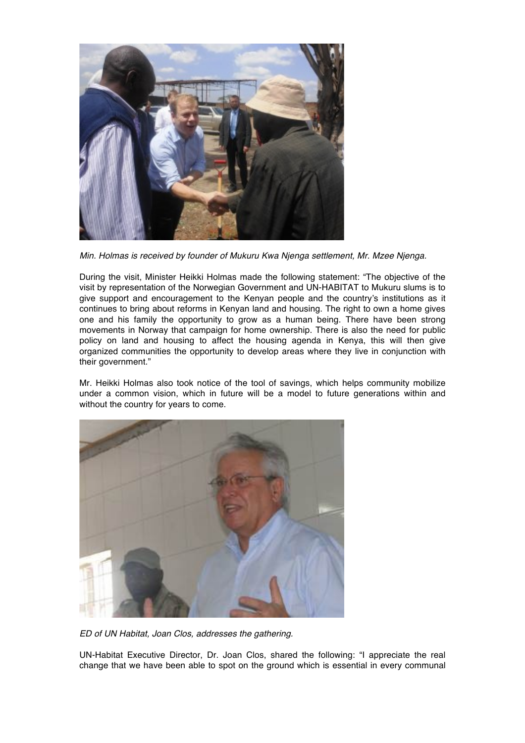*Min. Holmas is received by founder of Mukuru Kwa Njenga settlement, Mr. Mzee Njenga.*

During the visit, Minister Heikki Holmas made the following statement: "The objective of the visit by representation of the Norwegian Government and UN-HABITAT to Mukuru slums is to give support and encouragement to the Kenyan people and the country's institutions as it continues to bring about reforms in Kenyan land and housing. The right to own a home gives one and his family the opportunity to grow as a human being. There have been strong movements in Norway that campaign for home ownership. There is also the need for public policy on land and housing to affect the housing agenda in Kenya, this will then give organized communities the opportunity to develop areas where they live in conjunction with their government."

Mr. Heikki Holmas also took notice of the tool of savings, which helps community mobilize under a common vision, which in future will be a model to future generations within and without the country for years to come.

*ED of UN Habitat, Joan Clos, addresses the gathering.*

UN-Habitat Executive Director, Dr. Joan Clos, shared the following: "I appreciate the real change that we have been able to spot on the ground which is essential in every communal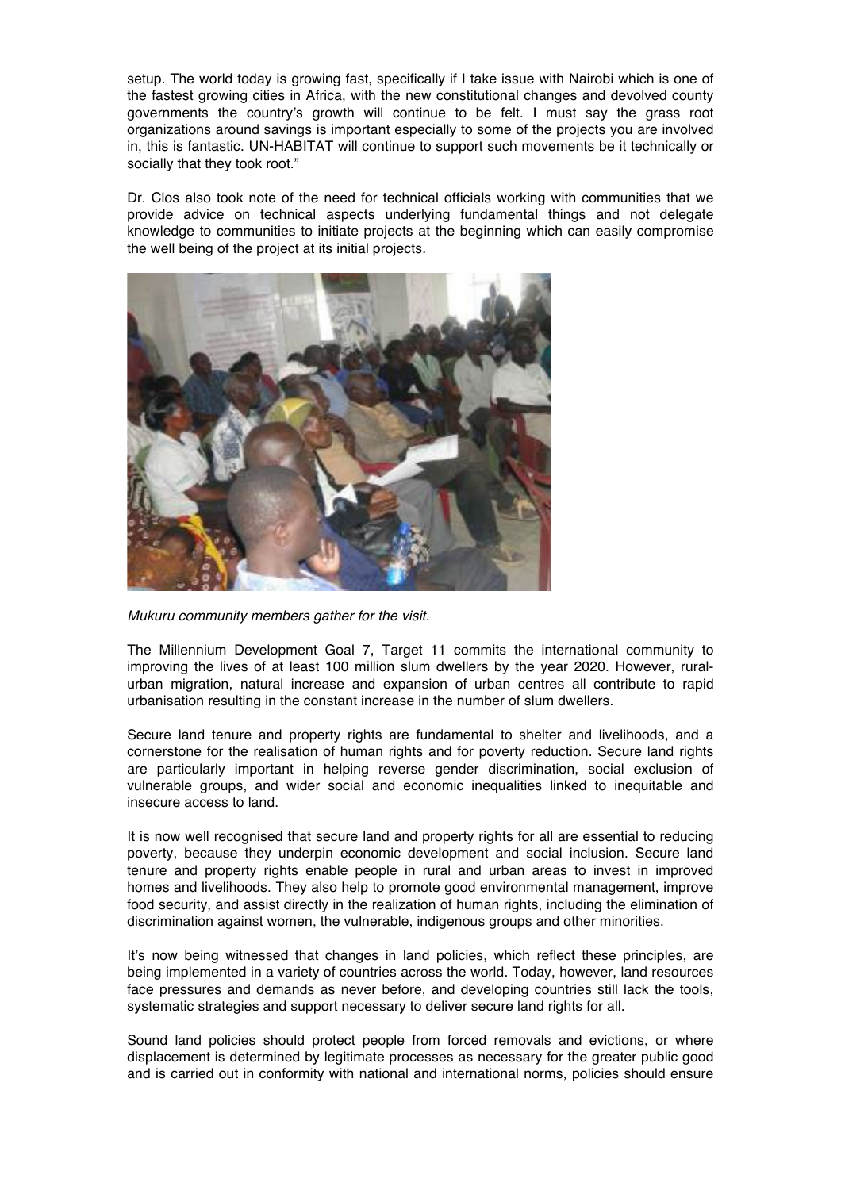setup. The world today is growing fast, specifically if I take issue with Nairobi which is one of the fastest growing cities in Africa, with the new constitutional changes and devolved county governments the country's growth will continue to be felt. I must say the grass root organizations around savings is important especially to some of the projects you are involved in, this is fantastic. UN-HABITAT will continue to support such movements be it technically or socially that they took root."

Dr. Clos also took note of the need for technical officials working with communities that we provide advice on technical aspects underlying fundamental things and not delegate knowledge to communities to initiate projects at the beginning which can easily compromise the well being of the project at its initial projects.

*Mukuru community members gather for the visit.*

The Millennium Development Goal 7, Target 11 commits the international community to improving the lives of at least 100 million slum dwellers by the year 2020. However, rural-urban migration, natural increase and expansion of urban centres all contribute to rapid urbanisation resulting in the constant increase in the number of slum dwellers.

Secure land tenure and property rights are fundamental to shelter and livelihoods, and a cornerstone for the realisation of human rights and for poverty reduction. Secure land rights are particularly important in helping reverse gender discrimination, social exclusion of vulnerable groups, and wider social and economic inequalities linked to inequitable and insecure access to land.

It is now well recognised that secure land and property rights for all are essential to reducing poverty, because they underpin economic development and social inclusion. Secure land tenure and property rights enable people in rural and urban areas to invest in improved homes and livelihoods. They also help to promote good environmental management, improve food security, and assist directly in the realization of human rights, including the elimination of discrimination against women, the vulnerable, indigenous groups and other minorities.

It's now being witnessed that changes in land policies, which reflect these principles, are being implemented in a variety of countries across the world. Today, however, land resources face pressures and demands as never before, and developing countries still lack the tools, systematic strategies and support necessary to deliver secure land rights for all.

Sound land policies should protect people from forced removals and evictions, or where displacement is determined by legitimate processes as necessary for the greater public good and is carried out in conformity with national and international norms, policies should ensure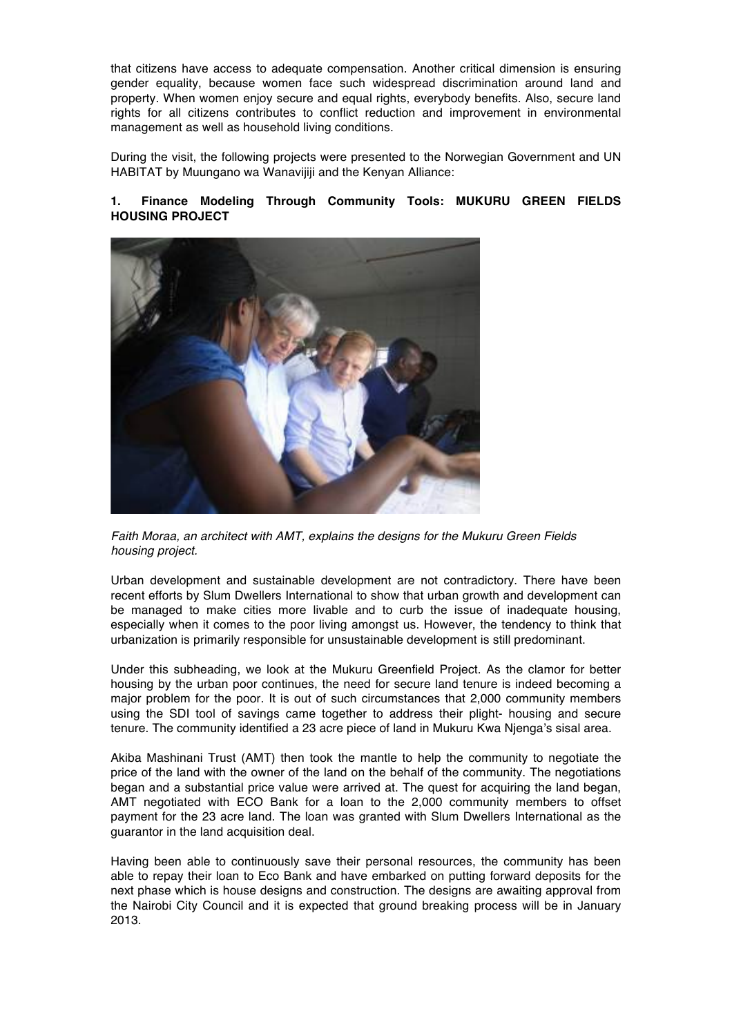that citizens have access to adequate compensation. Another critical dimension is ensuring gender equality, because women face such widespread discrimination around land and property. When women enjoy secure and equal rights, everybody benefits. Also, secure land rights for all citizens contributes to conflict reduction and improvement in environmental management as well as household living conditions.

During the visit, the following projects were presented to the Norwegian Government and UN HABITAT by Muungano wa Wanavijiji and the Kenyan Alliance:

**1. Finance Modeling Through Community Tools: MUKURU GREEN FIELDS HOUSING PROJECT**

*Faith Moraa, an architect with AMT, explains the designs for the Mukuru Green Fields housing project.*

Urban development and sustainable development are not contradictory. There have been recent efforts by Slum Dwellers International to show that urban growth and development can be managed to make cities more livable and to curb the issue of inadequate housing, especially when it comes to the poor living amongst us. However, the tendency to think that urbanization is primarily responsible for unsustainable development is still predominant.

Under this subheading, we look at the Mukuru Greenfield Project. As the clamor for better housing by the urban poor continues, the need for secure land tenure is indeed becoming a major problem for the poor. It is out of such circumstances that 2,000 community members using the SDI tool of savings came together to address their plight- housing and secure tenure. The community identified a 23 acre piece of land in Mukuru Kwa Njenga's sisal area.

Akiba Mashinani Trust (AMT) then took the mantle to help the community to negotiate the price of the land with the owner of the land on the behalf of the community. The negotiations began and a substantial price value were arrived at. The quest for acquiring the land began, AMT negotiated with ECO Bank for a loan to the 2,000 community members to offset payment for the 23 acre land. The loan was granted with Slum Dwellers International as the guarantor in the land acquisition deal.

Having been able to continuously save their personal resources, the community has been able to repay their loan to Eco Bank and have embarked on putting forward deposits for the next phase which is house designs and construction. The designs are awaiting approval from the Nairobi City Council and it is expected that ground breaking process will be in January 2013.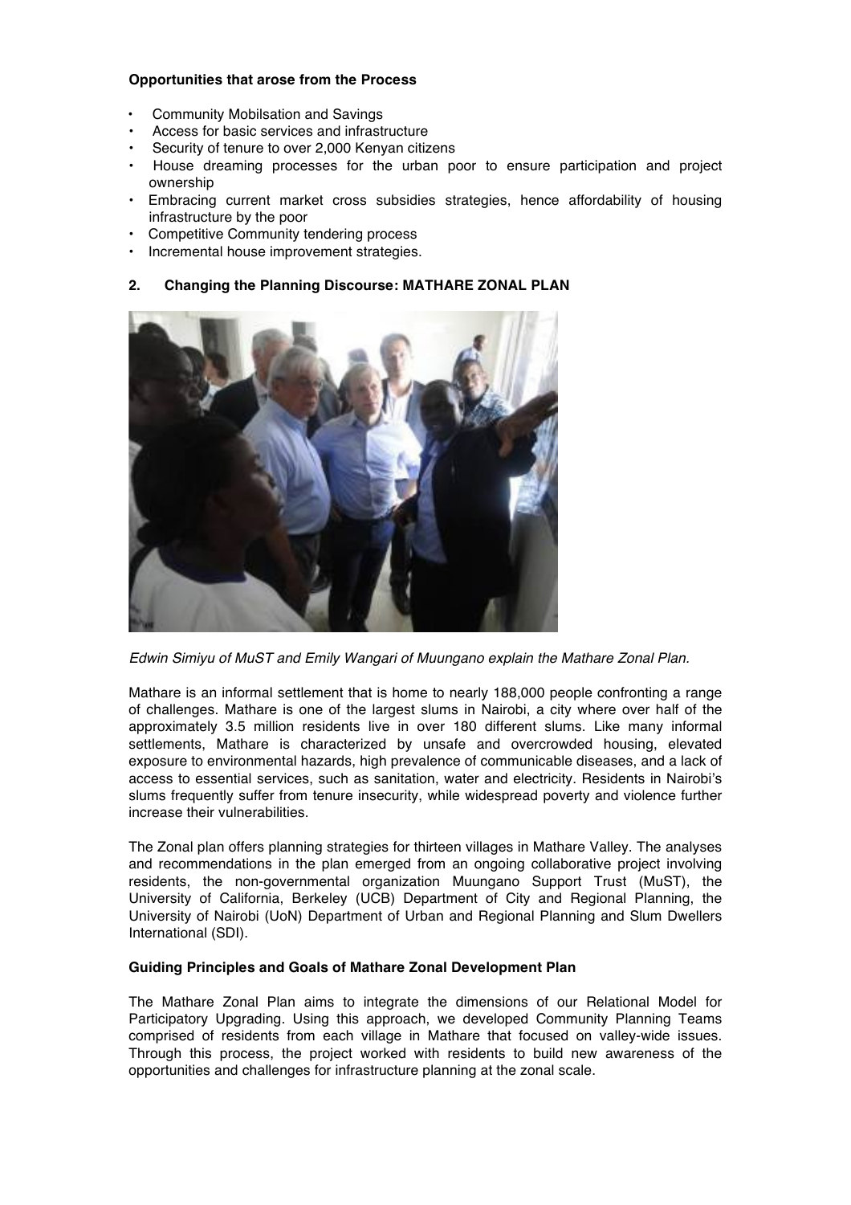**Opportunities that arose from the Process**

- Community Mobilsation and Savings
- Access for basic services and infrastructure
- Security of tenure to over 2,000 Kenyan citizens
- House dreaming processes for the urban poor to ensure participation and project ownership
- Embracing current market cross subsidies strategies, hence affordability of housing infrastructure by the poor
- Competitive Community tendering process
- Incremental house improvement strategies.

## 2. Changing the Planning Discourse: MATHARE ZONAL PLAN

*Edwin Simiyu of MuST and Emily Wangari of Muungano explain the Mathare Zonal Plan.*

Mathare is an informal settlement that is home to nearly 188,000 people confronting a range of challenges. Mathare is one of the largest slums in Nairobi, a city where over half of the approximately 3.5 million residents live in over 180 different slums. Like many informal settlements, Mathare is characterized by unsafe and overcrowded housing, elevated exposure to environmental hazards, high prevalence of communicable diseases, and a lack of access to essential services, such as sanitation, water and electricity. Residents in Nairobi's slums frequently suffer from tenure insecurity, while widespread poverty and violence further increase their vulnerabilities.

The Zonal plan offers planning strategies for thirteen villages in Mathare Valley. The analyses and recommendations in the plan emerged from an ongoing collaborative project involving residents, the non-governmental organization Muungano Support Trust (MuST), the University of California, Berkeley (UCB) Department of City and Regional Planning, the University of Nairobi (UoN) Department of Urban and Regional Planning and Slum Dwellers International (SDI).

**Guiding Principles and Goals of Mathare Zonal Development Plan**

The Mathare Zonal Plan aims to integrate the dimensions of our Relational Model for Participatory Upgrading. Using this approach, we developed Community Planning Teams comprised of residents from each village in Mathare that focused on valley-wide issues. Through this process, the project worked with residents to build new awareness of the opportunities and challenges for infrastructure planning at the zonal scale.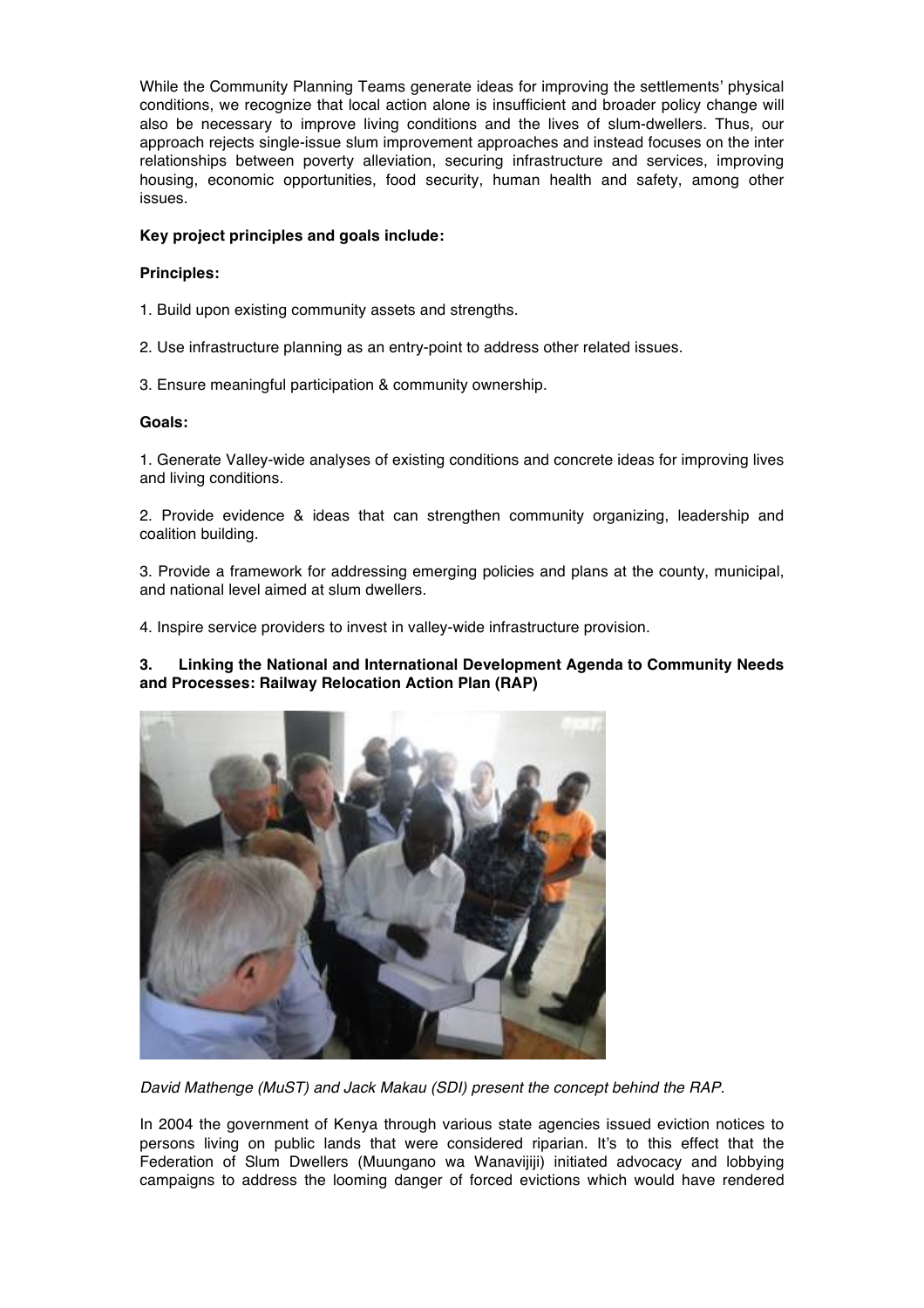While the Community Planning Teams generate ideas for improving the settlements' physical conditions, we recognize that local action alone is insufficient and broader policy change will also be necessary to improve living conditions and the lives of slum-dwellers. Thus, our approach rejects single-issue slum improvement approaches and instead focuses on the inter relationships between poverty alleviation, securing infrastructure and services, improving housing, economic opportunities, food security, human health and safety, among other issues.

**Key project principles and goals include:**

**Principles:**

1. Build upon existing community assets and strengths.

2. Use infrastructure planning as an entry-point to address other related issues.

3. Ensure meaningful participation & community ownership.

**Goals:**

1. Generate Valley-wide analyses of existing conditions and concrete ideas for improving lives and living conditions.

2. Provide evidence & ideas that can strengthen community organizing, leadership and coalition building.

3. Provide a framework for addressing emerging policies and plans at the county, municipal, and national level aimed at slum dwellers.

4. Inspire service providers to invest in valley-wide infrastructure provision.

### 3. Linking the National and International Development Agenda to Community Needs and Processes: Railway Relocation Action Plan (RAP)

*David Mathenge (MuST) and Jack Makau (SDI) present the concept behind the RAP.*

In 2004 the government of Kenya through various state agencies issued eviction notices to persons living on public lands that were considered riparian. It's to this effect that the Federation of Slum Dwellers (Muungano wa Wanavijiji) initiated advocacy and lobbying campaigns to address the looming danger of forced evictions which would have rendered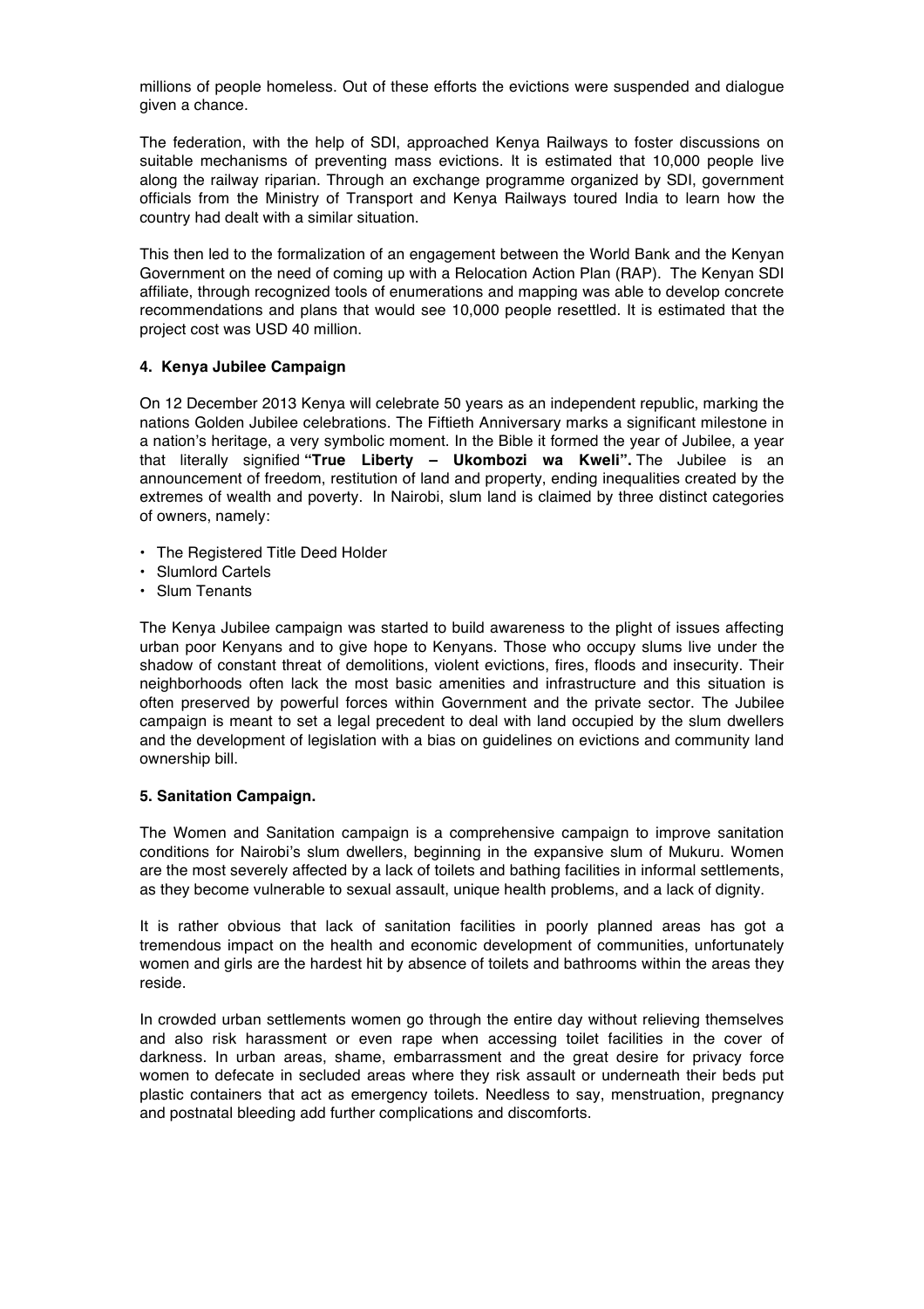millions of people homeless. Out of these efforts the evictions were suspended and dialogue given a chance.

The federation, with the help of SDI, approached Kenya Railways to foster discussions on suitable mechanisms of preventing mass evictions. It is estimated that 10,000 people live along the railway riparian. Through an exchange programme organized by SDI, government officials from the Ministry of Transport and Kenya Railways toured India to learn how the country had dealt with a similar situation.

This then led to the formalization of an engagement between the World Bank and the Kenyan Government on the need of coming up with a Relocation Action Plan (RAP). The Kenyan SDI affiliate, through recognized tools of enumerations and mapping was able to develop concrete recommendations and plans that would see 10,000 people resettled. It is estimated that the project cost was USD 40 million.

#### 4. Kenya Jubilee Campaign

On 12 December 2013 Kenya will celebrate 50 years as an independent republic, marking the nations Golden Jubilee celebrations. The Fiftieth Anniversary marks a significant milestone in a nation's heritage, a very symbolic moment. In the Bible it formed the year of Jubilee, a year that literally signified **"True Liberty – Ukombozi wa Kweli".** The Jubilee is an announcement of freedom, restitution of land and property, ending inequalities created by the extremes of wealth and poverty. In Nairobi, slum land is claimed by three distinct categories of owners, namely:

- The Registered Title Deed Holder
- Slumlord Cartels
- Slum Tenants

The Kenya Jubilee campaign was started to build awareness to the plight of issues affecting urban poor Kenyans and to give hope to Kenyans. Those who occupy slums live under the shadow of constant threat of demolitions, violent evictions, fires, floods and insecurity. Their neighborhoods often lack the most basic amenities and infrastructure and this situation is often preserved by powerful forces within Government and the private sector. The Jubilee campaign is meant to set a legal precedent to deal with land occupied by the slum dwellers and the development of legislation with a bias on guidelines on evictions and community land ownership bill.

#### 5. Sanitation Campaign.

The Women and Sanitation campaign is a comprehensive campaign to improve sanitation conditions for Nairobi's slum dwellers, beginning in the expansive slum of Mukuru. Women are the most severely affected by a lack of toilets and bathing facilities in informal settlements, as they become vulnerable to sexual assault, unique health problems, and a lack of dignity.

It is rather obvious that lack of sanitation facilities in poorly planned areas has got a tremendous impact on the health and economic development of communities, unfortunately women and girls are the hardest hit by absence of toilets and bathrooms within the areas they reside.

In crowded urban settlements women go through the entire day without relieving themselves and also risk harassment or even rape when accessing toilet facilities in the cover of darkness. In urban areas, shame, embarrassment and the great desire for privacy force women to defecate in secluded areas where they risk assault or underneath their beds put plastic containers that act as emergency toilets. Needless to say, menstruation, pregnancy and postnatal bleeding add further complications and discomforts.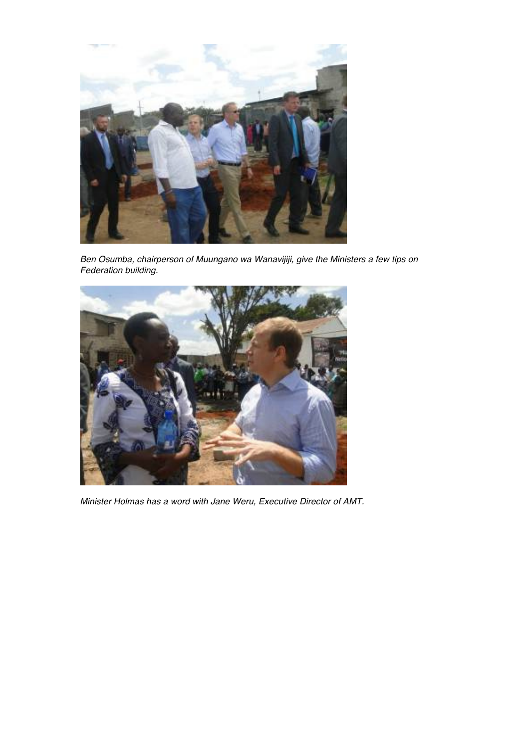*Ben Osumba, chairperson of Muungano wa Wanavijiji, give the Ministers a few tips on Federation building.*

*Minister Holmas has a word with Jane Weru, Executive Director of AMT.*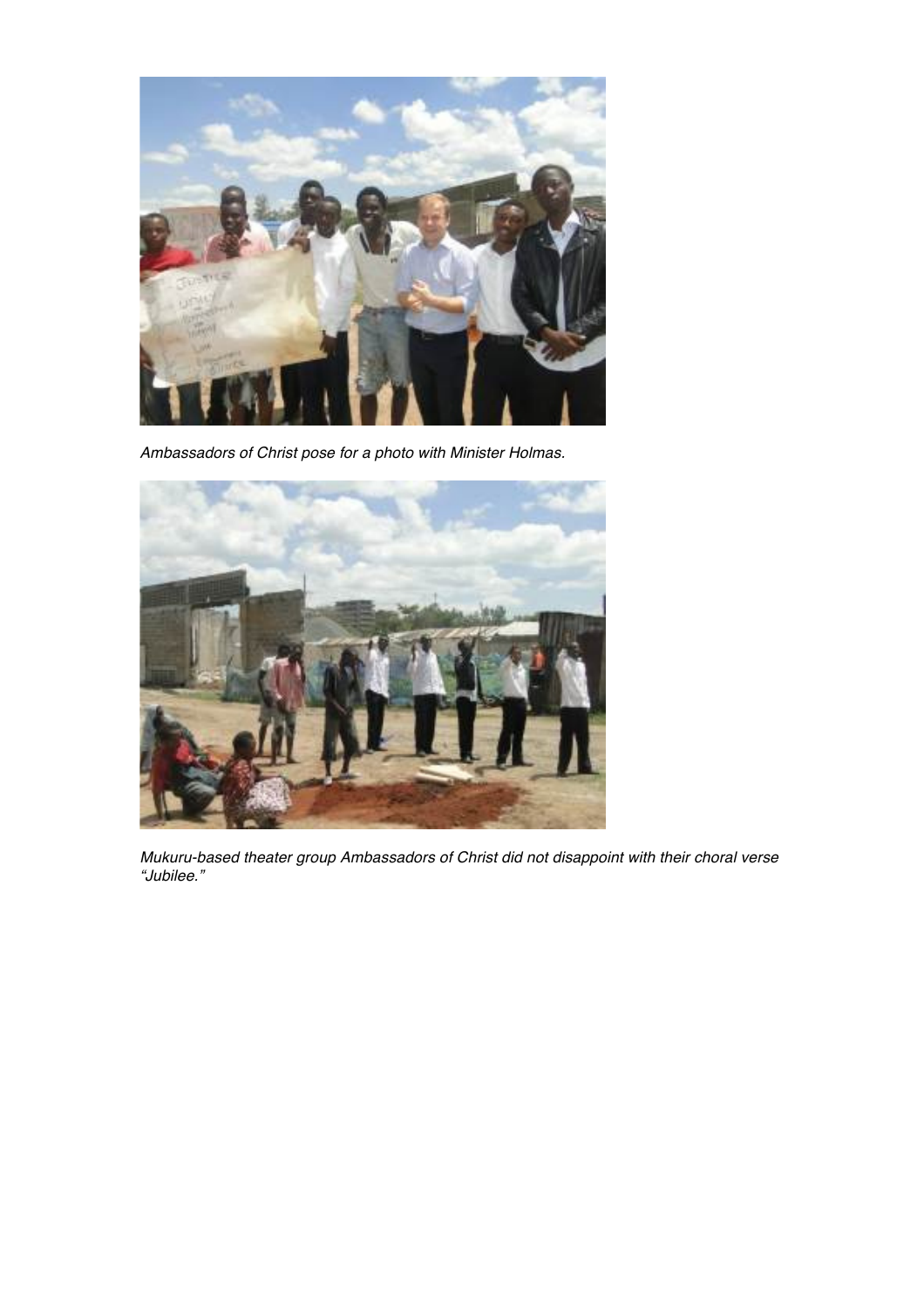*Ambassadors of Christ pose for a photo with Minister Holmas.*

*Mukuru-based theater group Ambassadors of Christ did not disappoint with their choral verse "Jubilee."*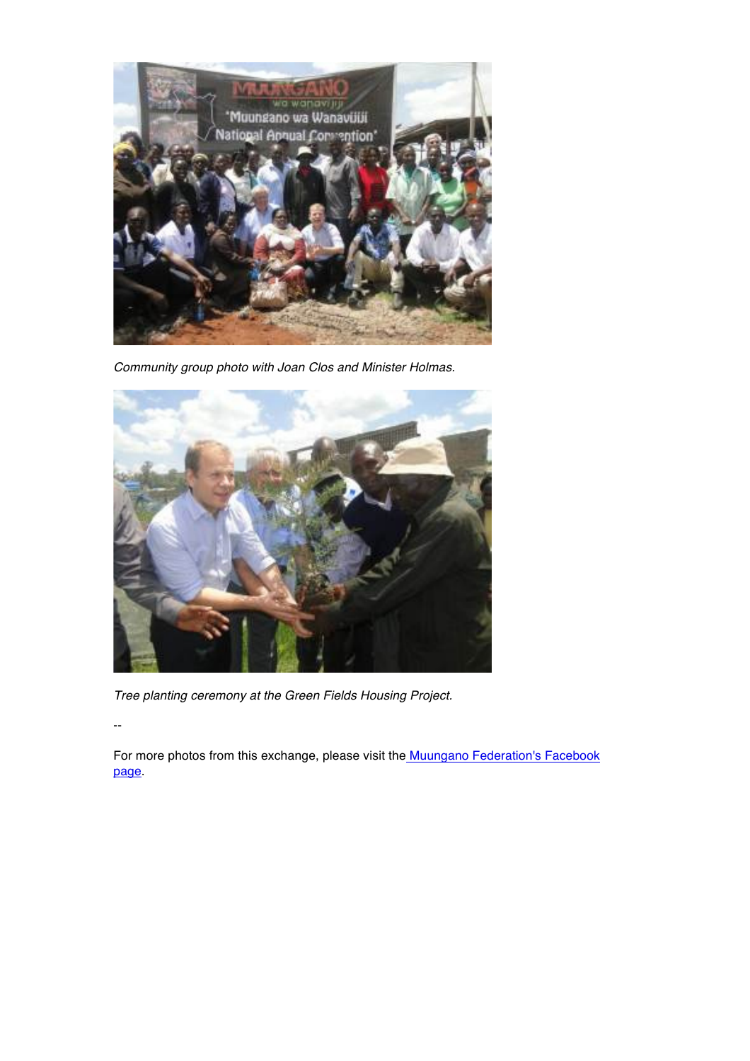*Community group photo with Joan Clos and Minister Holmas.*

*Tree planting ceremony at the Green Fields Housing Project.*

--

For more photos from this exchange, please visit the [Muungano Federation's Facebook page](#).